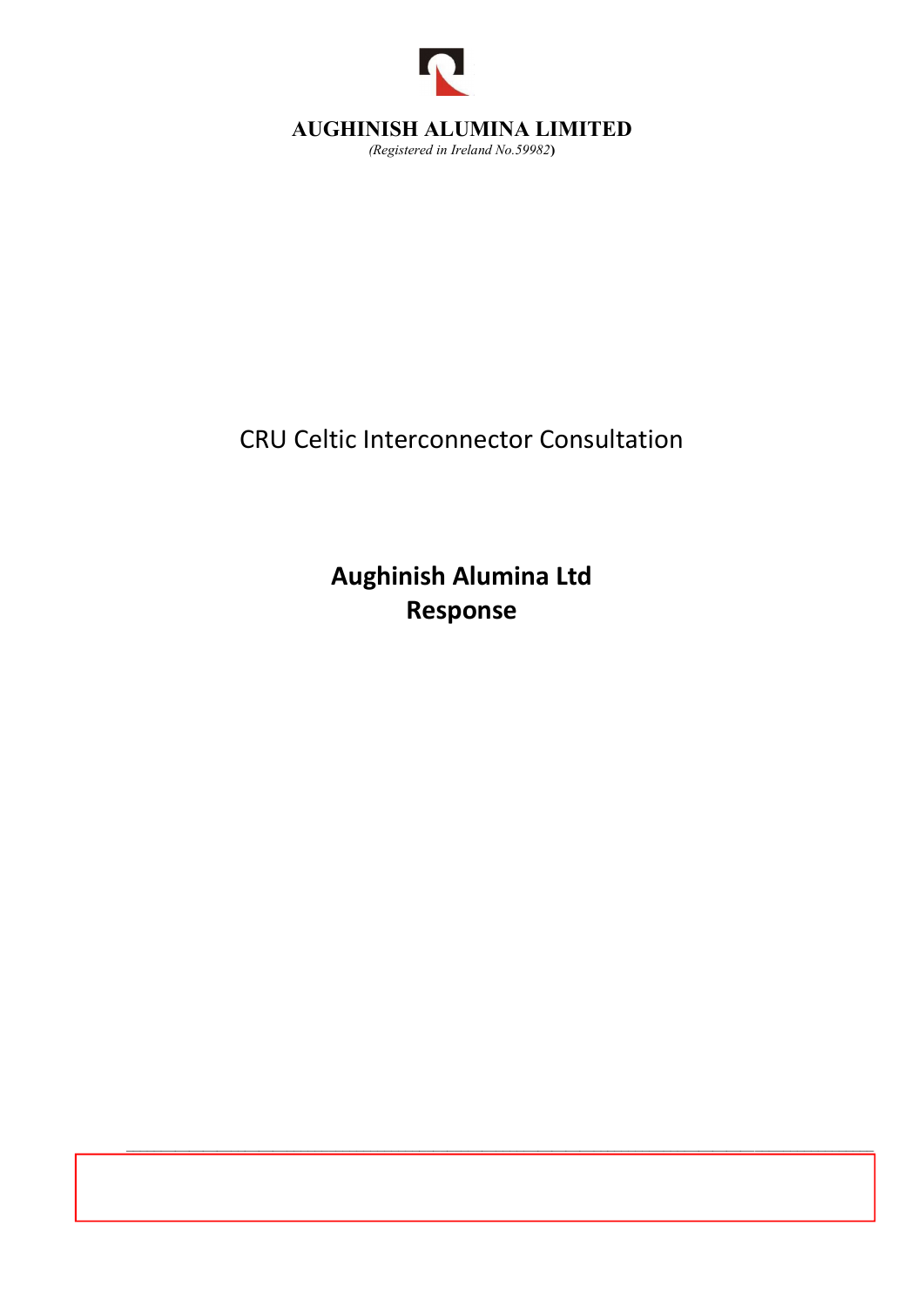# AUGHINISH ALUMINA LIMITED

*(Registered in Ireland No.59982)*

CRU Celtic Interconnector Consultation

**Aughinish Alumina Ltd**
**Response**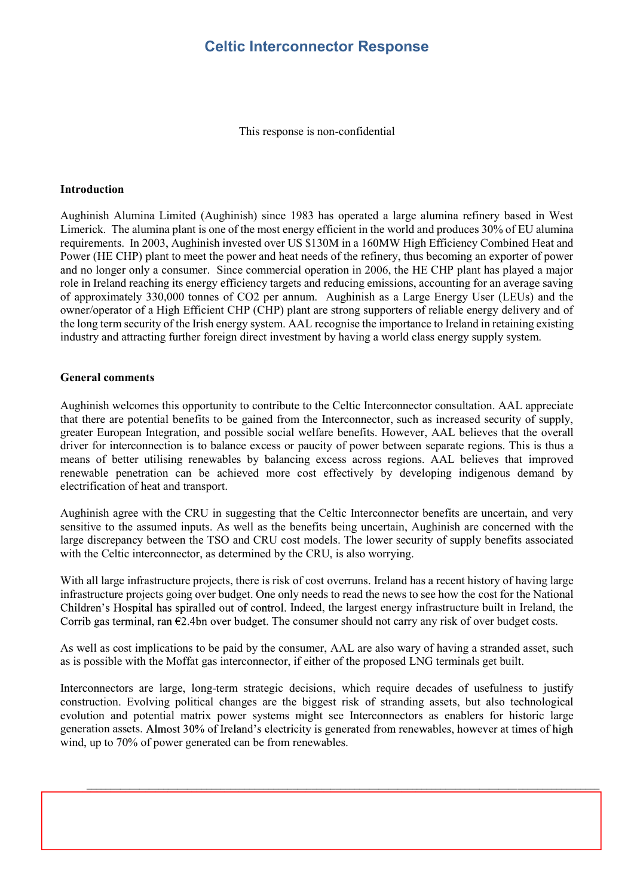## Celtic Interconnector Response

This response is non-confidential

**Introduction**

Aughinish Alumina Limited (Aughinish) since 1983 has operated a large alumina refinery based in West Limerick. The alumina plant is one of the most energy efficient in the world and produces 30% of EU alumina requirements. In 2003, Aughinish invested over US $130M in a 160MW High Efficiency Combined Heat and Power (HE CHP) plant to meet the power and heat needs of the refinery, thus becoming an exporter of power and no longer only a consumer. Since commercial operation in 2006, the HE CHP plant has played a major role in Ireland reaching its energy efficiency targets and reducing emissions, accounting for an average saving of approximately 330,000 tonnes of CO2 per annum. Aughinish as a Large Energy User (LEUs) and the owner/operator of a High Efficient CHP (CHP) plant are strong supporters of reliable energy delivery and of the long term security of the Irish energy system. AAL recognise the importance to Ireland in retaining existing industry and attracting further foreign direct investment by having a world class energy supply system.

**General comments**

Aughinish welcomes this opportunity to contribute to the Celtic Interconnector consultation. AAL appreciate that there are potential benefits to be gained from the Interconnector, such as increased security of supply, greater European Integration, and possible social welfare benefits. However, AAL believes that the overall driver for interconnection is to balance excess or paucity of power between separate regions. This is thus a means of better utilising renewables by balancing excess across regions. AAL believes that improved renewable penetration can be achieved more cost effectively by developing indigenous demand by electrification of heat and transport.

Aughinish agree with the CRU in suggesting that the Celtic Interconnector benefits are uncertain, and very sensitive to the assumed inputs. As well as the benefits being uncertain, Aughinish are concerned with the large discrepancy between the TSO and CRU cost models. The lower security of supply benefits associated with the Celtic interconnector, as determined by the CRU, is also worrying.

With all large infrastructure projects, there is risk of cost overruns. Ireland has a recent history of having large infrastructure projects going over budget. One only needs to read the news to see how the cost for the National Children's Hospital has spiralled out of control. Indeed, the largest energy infrastructure built in Ireland, the Corrib gas terminal, ran €2.4bn over budget. The consumer should not carry any risk of over budget costs.

As well as cost implications to be paid by the consumer, AAL are also wary of having a stranded asset, such as is possible with the Moffat gas interconnector, if either of the proposed LNG terminals get built.

Interconnectors are large, long-term strategic decisions, which require decades of usefulness to justify construction. Evolving political changes are the biggest risk of stranding assets, but also technological evolution and potential matrix power systems might see Interconnectors as enablers for historic large generation assets. Almost 30% of Ireland's electricity is generated from renewables, however at times of high wind, up to 70% of power generated can be from renewables.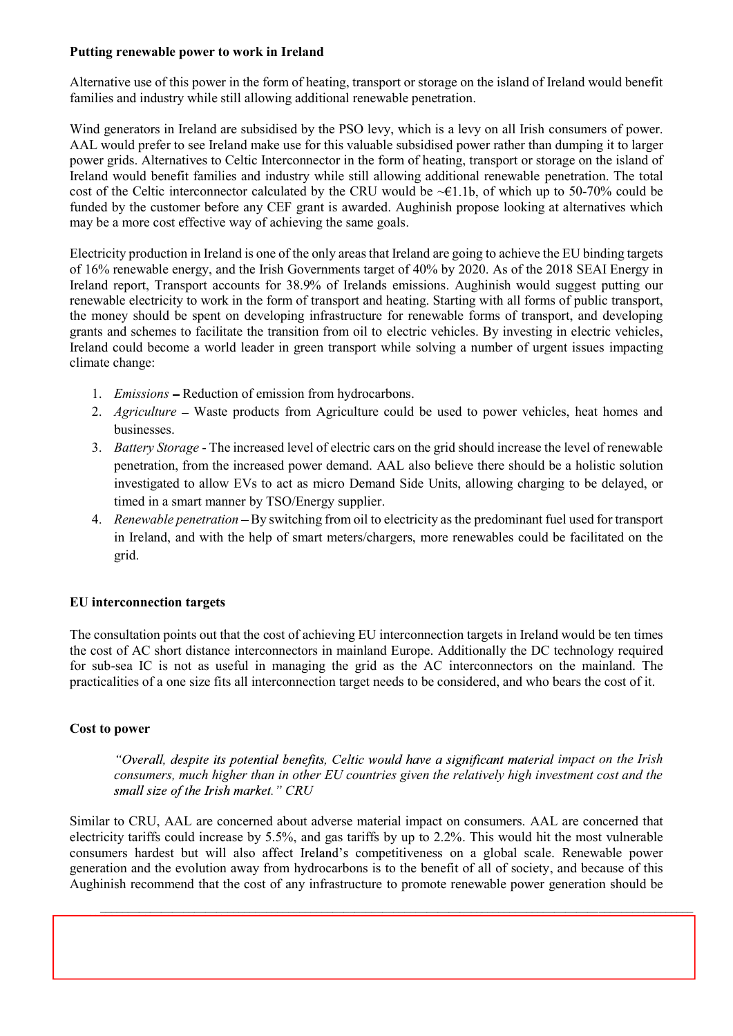**Putting renewable power to work in Ireland**

Alternative use of this power in the form of heating, transport or storage on the island of Ireland would benefit families and industry while still allowing additional renewable penetration.

Wind generators in Ireland are subsidised by the PSO levy, which is a levy on all Irish consumers of power. AAL would prefer to see Ireland make use for this valuable subsidised power rather than dumping it to larger power grids. Alternatives to Celtic Interconnector in the form of heating, transport or storage on the island of Ireland would benefit families and industry while still allowing additional renewable penetration. The total cost of the Celtic interconnector calculated by the CRU would be ~€1.1b, of which up to 50-70% could be funded by the customer before any CEF grant is awarded. Aughinish propose looking at alternatives which may be a more cost effective way of achieving the same goals.

Electricity production in Ireland is one of the only areas that Ireland are going to achieve the EU binding targets of 16% renewable energy, and the Irish Governments target of 40% by 2020. As of the 2018 SEAI Energy in Ireland report, Transport accounts for 38.9% of Irelands emissions. Aughinish would suggest putting our renewable electricity to work in the form of transport and heating. Starting with all forms of public transport, the money should be spent on developing infrastructure for renewable forms of transport, and developing grants and schemes to facilitate the transition from oil to electric vehicles. By investing in electric vehicles, Ireland could become a world leader in green transport while solving a number of urgent issues impacting climate change:

1. *Emissions* – Reduction of emission from hydrocarbons.
2. *Agriculture* – Waste products from Agriculture could be used to power vehicles, heat homes and businesses.
3. *Battery Storage* - The increased level of electric cars on the grid should increase the level of renewable penetration, from the increased power demand. AAL also believe there should be a holistic solution investigated to allow EVs to act as micro Demand Side Units, allowing charging to be delayed, or timed in a smart manner by TSO/Energy supplier.
4. *Renewable penetration* – By switching from oil to electricity as the predominant fuel used for transport in Ireland, and with the help of smart meters/chargers, more renewables could be facilitated on the grid.

**EU interconnection targets**

The consultation points out that the cost of achieving EU interconnection targets in Ireland would be ten times the cost of AC short distance interconnectors in mainland Europe. Additionally the DC technology required for sub-sea IC is not as useful in managing the grid as the AC interconnectors on the mainland. The practicalities of a one size fits all interconnection target needs to be considered, and who bears the cost of it.

**Cost to power**

> *"Overall, despite its potential benefits, Celtic would have a significant material impact on the Irish consumers, much higher than in other EU countries given the relatively high investment cost and the small size of the Irish market." CRU*

Similar to CRU, AAL are concerned about adverse material impact on consumers. AAL are concerned that electricity tariffs could increase by 5.5%, and gas tariffs by up to 2.2%. This would hit the most vulnerable consumers hardest but will also affect Ireland's competitiveness on a global scale. Renewable power generation and the evolution away from hydrocarbons is to the benefit of all of society, and because of this Aughinish recommend that the cost of any infrastructure to promote renewable power generation should be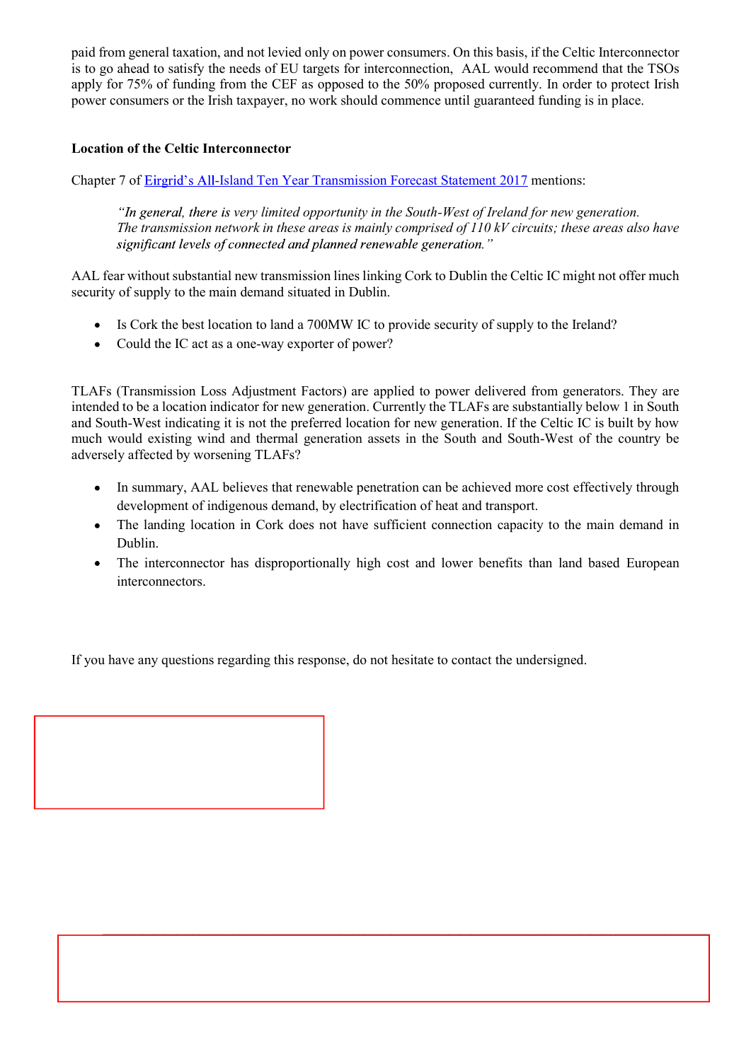paid from general taxation, and not levied only on power consumers. On this basis, if the Celtic Interconnector is to go ahead to satisfy the needs of EU targets for interconnection, AAL would recommend that the TSOs apply for 75% of funding from the CEF as opposed to the 50% proposed currently. In order to protect Irish power consumers or the Irish taxpayer, no work should commence until guaranteed funding is in place.

**Location of the Celtic Interconnector**

Chapter 7 of [Eirgrid's All-Island Ten Year Transmission Forecast Statement 2017]() mentions:

> *"In general, there is very limited opportunity in the South-West of Ireland for new generation. The transmission network in these areas is mainly comprised of 110 kV circuits; these areas also have significant levels of connected and planned renewable generation."*

AAL fear without substantial new transmission lines linking Cork to Dublin the Celtic IC might not offer much security of supply to the main demand situated in Dublin.

- Is Cork the best location to land a 700MW IC to provide security of supply to the Ireland?
- Could the IC act as a one-way exporter of power?

TLAFs (Transmission Loss Adjustment Factors) are applied to power delivered from generators. They are intended to be a location indicator for new generation. Currently the TLAFs are substantially below 1 in South and South-West indicating it is not the preferred location for new generation. If the Celtic IC is built by how much would existing wind and thermal generation assets in the South and South-West of the country be adversely affected by worsening TLAFs?

- In summary, AAL believes that renewable penetration can be achieved more cost effectively through development of indigenous demand, by electrification of heat and transport.
- The landing location in Cork does not have sufficient connection capacity to the main demand in Dublin.
- The interconnector has disproportionally high cost and lower benefits than land based European interconnectors.

If you have any questions regarding this response, do not hesitate to contact the undersigned.